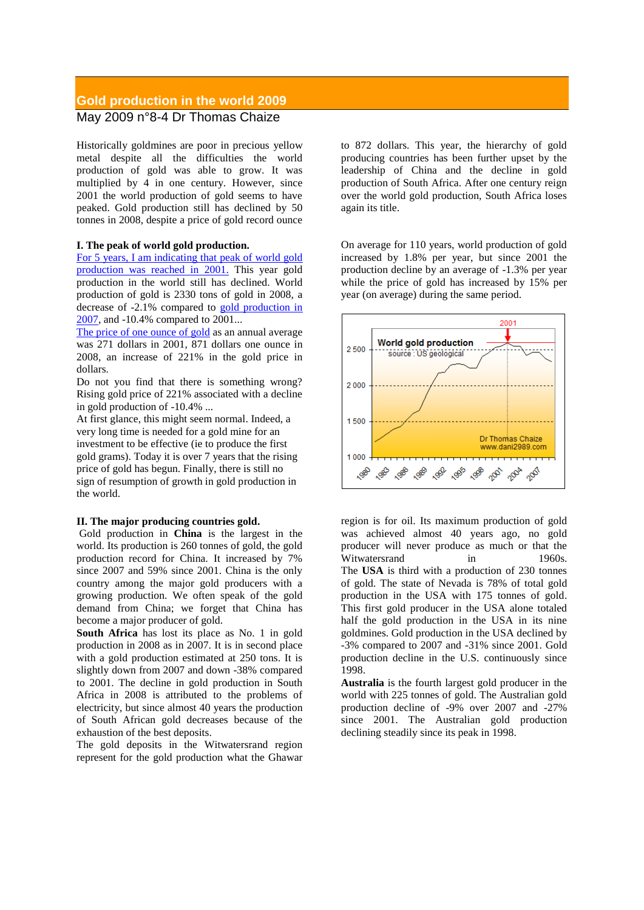# Gold production in the world 2009

May 2009 n°8-4 Dr Thomas Chaize

Historically goldmines are poor in precious yellow metal despite all the difficulties the world production of gold was able to grow. It was multiplied by 4 in one century. However, since 2001 the world production of gold seems to have peaked. Gold production still has declined by 50 tonnes in 2008, despite a price of gold record ounce to 872 dollars. This year, the hierarchy of gold producing countries has been further upset by the leadership of China and the decline in gold production of South Africa. After one century reign over the world gold production, South Africa loses again its title.

On average for 110 years, world production of gold increased by 1.8% per year, but since 2001 the production decline by an average of -1.3% per year while the price of gold has increased by 15% per year (on average) during the same period.

## I. The peak of world gold production.

For 5 years, I am indicating that peak of world gold production was reached in 2001. This year gold production in the world still has declined. World production of gold is 2330 tons of gold in 2008, a decrease of -2.1% compared to gold production in 2007, and -10.4% compared to 2001...

The price of one ounce of gold as an annual average was 271 dollars in 2001, 871 dollars one ounce in 2008, an increase of 221% in the gold price in dollars.

Do not you find that there is something wrong? Rising gold price of 221% associated with a decline in gold production of -10.4% ...

At first glance, this might seem normal. Indeed, a very long time is needed for a gold mine for an investment to be effective (ie to produce the first gold grams). Today it is over 7 years that the rising price of gold has begun. Finally, there is still no sign of resumption of growth in gold production in the world.

## II. The major producing countries gold.

Gold production in **China** is the largest in the world. Its production is 260 tonnes of gold, the gold production record for China. It increased by 7% since 2007 and 59% since 2001. China is the only country among the major gold producers with a growing production. We often speak of the gold demand from China; we forget that China has become a major producer of gold.

**South Africa** has lost its place as No. 1 in gold production in 2008 as in 2007. It is in second place with a gold production estimated at 250 tons. It is slightly down from 2007 and down -38% compared to 2001. The decline in gold production in South Africa in 2008 is attributed to the problems of electricity, but since almost 40 years the production of South African gold decreases because of the exhaustion of the best deposits.

The gold deposits in the Witwatersrand region represent for the gold production what the Ghawar region is for oil. Its maximum production of gold was achieved almost 40 years ago, no gold producer will never produce as much or that the Witwatersrand in 1960s.

The **USA** is third with a production of 230 tonnes of gold. The state of Nevada is 78% of total gold production in the USA with 175 tonnes of gold. This first gold producer in the USA alone totaled half the gold production in the USA in its nine goldmines. Gold production in the USA declined by -3% compared to 2007 and -31% since 2001. Gold production decline in the U.S. continuously since 1998.

**Australia** is the fourth largest gold producer in the world with 225 tonnes of gold. The Australian gold production decline of -9% over 2007 and -27% since 2001. The Australian gold production declining steadily since its peak in 1998.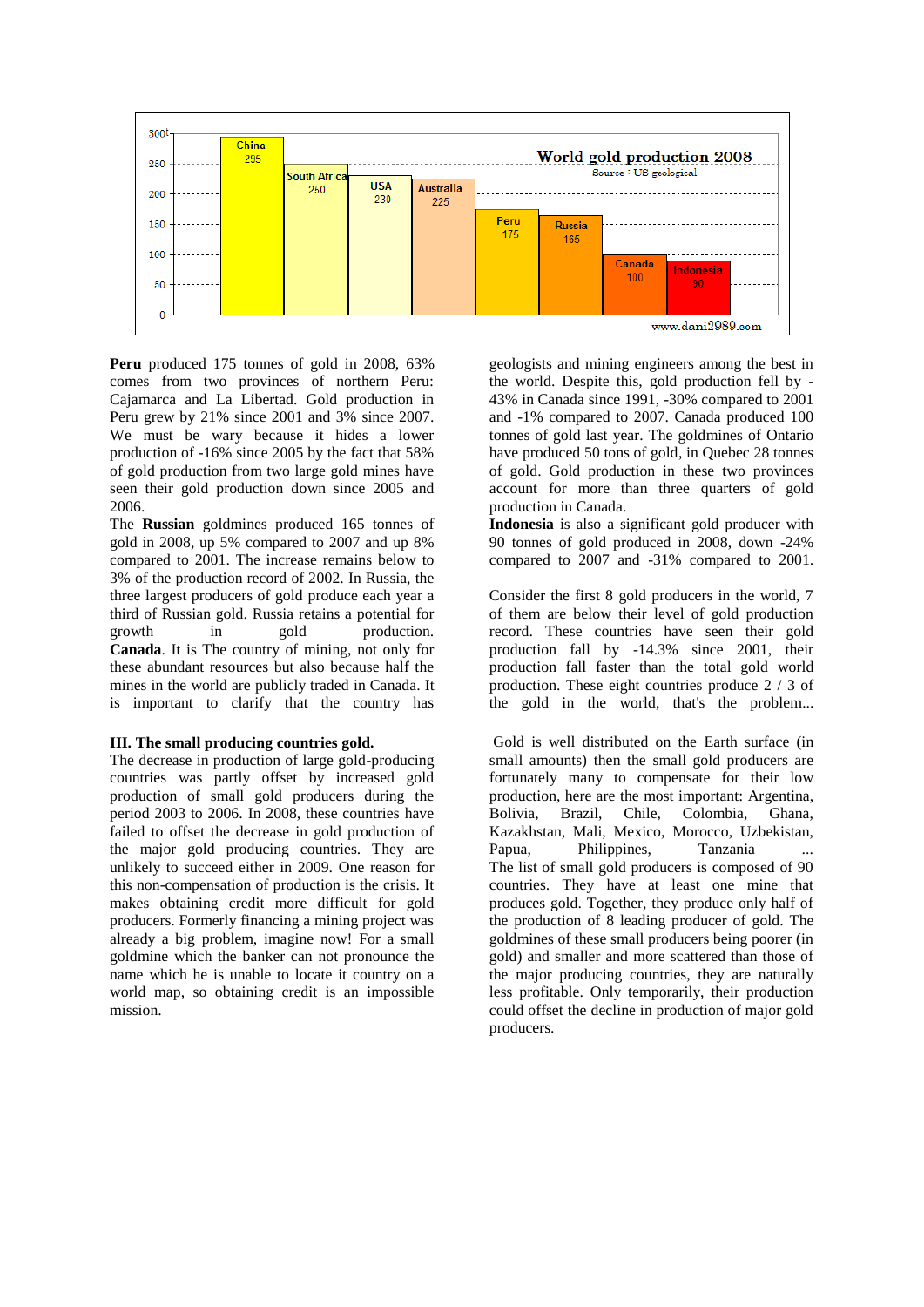**World gold production 2008**

Source : US geological

| Country | Production (t) |
| --- | --- |
| China | 295 |
| South Africa | 250 |
| USA | 230 |
| Australia | 225 |
| Peru | 175 |
| Russia | 165 |
| Canada | 100 |
| Indonesia | 90 |

www.dani2989.com

**Peru** produced 175 tonnes of gold in 2008, 63% comes from two provinces of northern Peru: Cajamarca and La Libertad. Gold production in Peru grew by 21% since 2001 and 3% since 2007. We must be wary because it hides a lower production of -16% since 2005 by the fact that 58% of gold production from two large gold mines have seen their gold production down since 2005 and 2006.

The **Russian** goldmines produced 165 tonnes of gold in 2008, up 5% compared to 2007 and up 8% compared to 2001. The increase remains below to 3% of the production record of 2002. In Russia, the three largest producers of gold produce each year a third of Russian gold. Russia retains a potential for growth in gold production.

**Canada**. It is The country of mining, not only for these abundant resources but also because half the mines in the world are publicly traded in Canada. It is important to clarify that the country has geologists and mining engineers among the best in the world. Despite this, gold production fell by -43% in Canada since 1991, -30% compared to 2001 and -1% compared to 2007. Canada produced 100 tonnes of gold last year. The goldmines of Ontario have produced 50 tons of gold, in Quebec 28 tonnes of gold. Gold production in these two provinces account for more than three quarters of gold production in Canada.

**Indonesia** is also a significant gold producer with 90 tonnes of gold produced in 2008, down -24% compared to 2007 and -31% compared to 2001.

Consider the first 8 gold producers in the world, 7 of them are below their level of gold production record. These countries have seen their gold production fall by -14.3% since 2001, their production fall faster than the total gold world production. These eight countries produce 2 / 3 of the gold in the world, that's the problem...

**III. The small producing countries gold.**

The decrease in production of large gold-producing countries was partly offset by increased gold production of small gold producers during the period 2003 to 2006. In 2008, these countries have failed to offset the decrease in gold production of the major gold producing countries. They are unlikely to succeed either in 2009. One reason for this non-compensation of production is the crisis. It makes obtaining credit more difficult for gold producers. Formerly financing a mining project was already a big problem, imagine now! For a small goldmine which the banker can not pronounce the name which he is unable to locate it country on a world map, so obtaining credit is an impossible mission.

Gold is well distributed on the Earth surface (in small amounts) then the small gold producers are fortunately many to compensate for their low production, here are the most important: Argentina, Bolivia, Brazil, Chile, Colombia, Ghana, Kazakhstan, Mali, Mexico, Morocco, Uzbekistan, Papua, Philippines, Tanzania ...

The list of small gold producers is composed of 90 countries. They have at least one mine that produces gold. Together, they produce only half of the production of 8 leading producer of gold. The goldmines of these small producers being poorer (in gold) and smaller and more scattered than those of the major producing countries, they are naturally less profitable. Only temporarily, their production could offset the decline in production of major gold producers.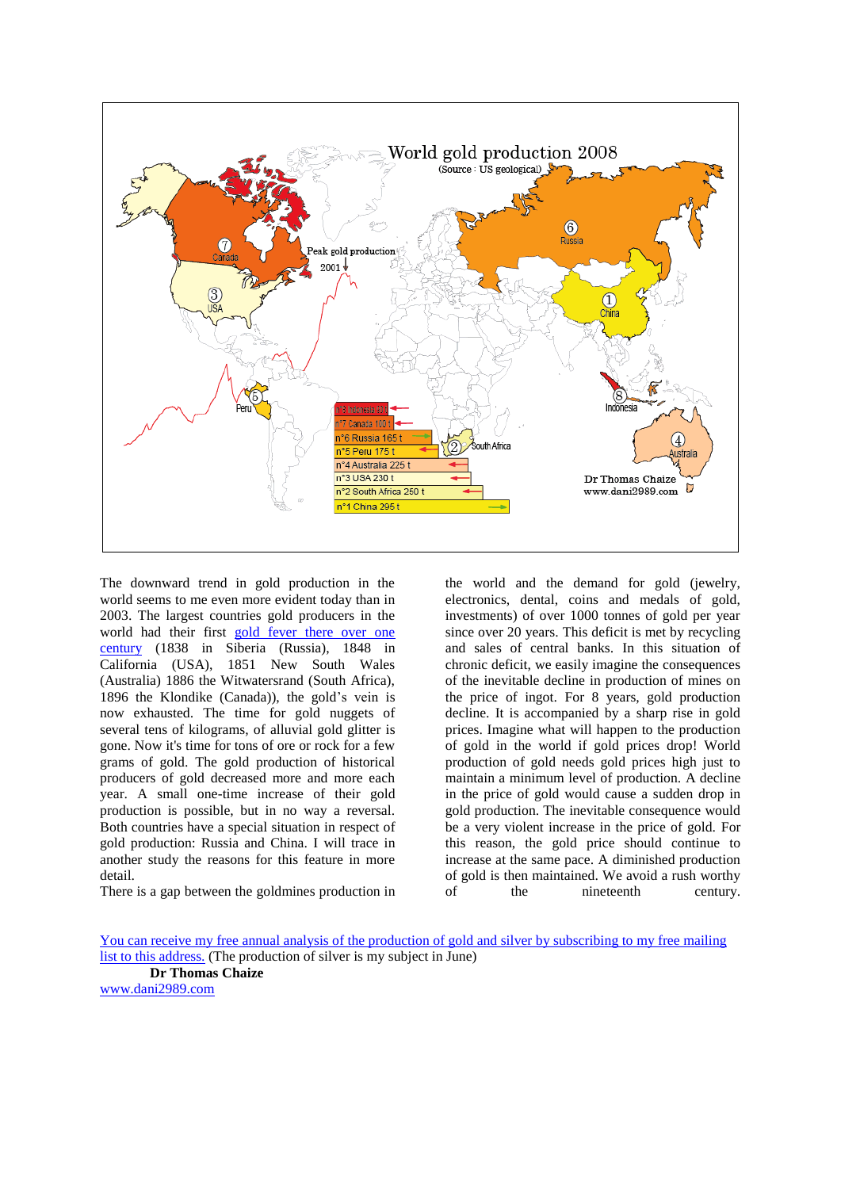World gold production 2008

(Source : US geological)

Peak gold production

2001

7 Canada

3 USA

5 Peru

6 Russia

1 China

8 Indonesia

4 Australia

2 South Africa

n°8 Indonesia 90 t

n°7 Canada 100 t

n°6 Russia 165 t

n°5 Peru 175 t

n°4 Australia 225 t

n°3 USA 230 t

n°2 South Africa 250 t

n°1 China 295 t

Dr Thomas Chaize
www.dani2989.com

The downward trend in gold production in the world seems to me even more evident today than in 2003. The largest countries gold producers in the world had their first gold fever there over one century (1838 in Siberia (Russia), 1848 in California (USA), 1851 New South Wales (Australia) 1886 the Witwatersrand (South Africa), 1896 the Klondike (Canada)), the gold's vein is now exhausted. The time for gold nuggets of several tens of kilograms, of alluvial gold glitter is gone. Now it's time for tons of ore or rock for a few grams of gold. The gold production of historical producers of gold decreased more and more each year. A small one-time increase of their gold production is possible, but in no way a reversal. Both countries have a special situation in respect of gold production: Russia and China. I will trace in another study the reasons for this feature in more detail.

There is a gap between the goldmines production in the world and the demand for gold (jewelry, electronics, dental, coins and medals of gold, investments) of over 1000 tonnes of gold per year since over 20 years. This deficit is met by recycling and sales of central banks. In this situation of chronic deficit, we easily imagine the consequences of the inevitable decline in production of mines on the price of ingot. For 8 years, gold production decline. It is accompanied by a sharp rise in gold prices. Imagine what will happen to the production of gold in the world if gold prices drop! World production of gold needs gold prices high just to maintain a minimum level of production. A decline in the price of gold would cause a sudden drop in gold production. The inevitable consequence would be a very violent increase in the price of gold. For this reason, the gold price should continue to increase at the same pace. A diminished production of gold is then maintained. We avoid a rush worthy of the nineteenth century.

You can receive my free annual analysis of the production of gold and silver by subscribing to my free mailing list to this address. (The production of silver is my subject in June)

**Dr Thomas Chaize**

www.dani2989.com